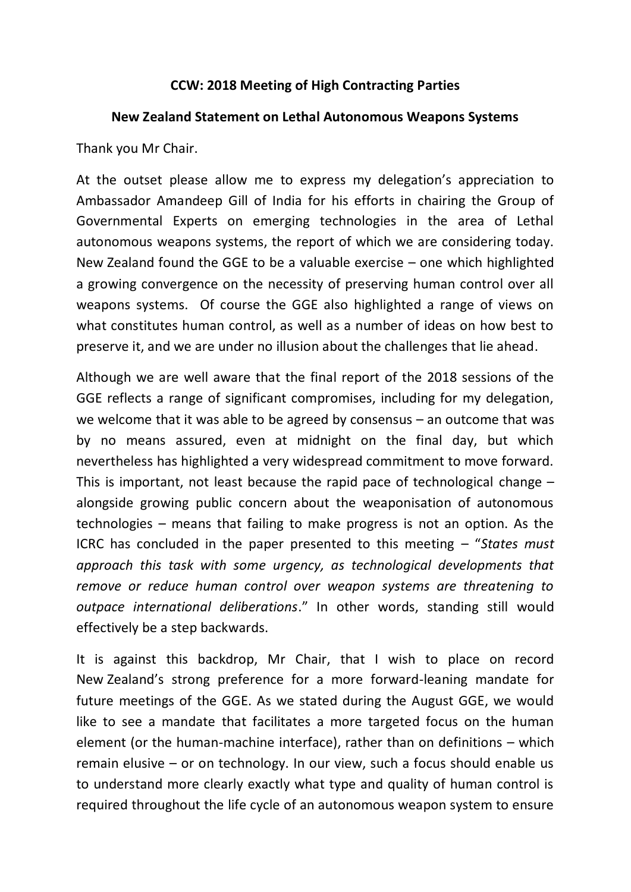**CCW: 2018 Meeting of High Contracting Parties**

**New Zealand Statement on Lethal Autonomous Weapons Systems**

Thank you Mr Chair.

At the outset please allow me to express my delegation's appreciation to Ambassador Amandeep Gill of India for his efforts in chairing the Group of Governmental Experts on emerging technologies in the area of Lethal autonomous weapons systems, the report of which we are considering today. New Zealand found the GGE to be a valuable exercise – one which highlighted a growing convergence on the necessity of preserving human control over all weapons systems. Of course the GGE also highlighted a range of views on what constitutes human control, as well as a number of ideas on how best to preserve it, and we are under no illusion about the challenges that lie ahead.

Although we are well aware that the final report of the 2018 sessions of the GGE reflects a range of significant compromises, including for my delegation, we welcome that it was able to be agreed by consensus – an outcome that was by no means assured, even at midnight on the final day, but which nevertheless has highlighted a very widespread commitment to move forward. This is important, not least because the rapid pace of technological change – alongside growing public concern about the weaponisation of autonomous technologies – means that failing to make progress is not an option. As the ICRC has concluded in the paper presented to this meeting – "*States must approach this task with some urgency, as technological developments that remove or reduce human control over weapon systems are threatening to outpace international deliberations*." In other words, standing still would effectively be a step backwards.

It is against this backdrop, Mr Chair, that I wish to place on record New Zealand's strong preference for a more forward-leaning mandate for future meetings of the GGE. As we stated during the August GGE, we would like to see a mandate that facilitates a more targeted focus on the human element (or the human-machine interface), rather than on definitions – which remain elusive – or on technology. In our view, such a focus should enable us to understand more clearly exactly what type and quality of human control is required throughout the life cycle of an autonomous weapon system to ensure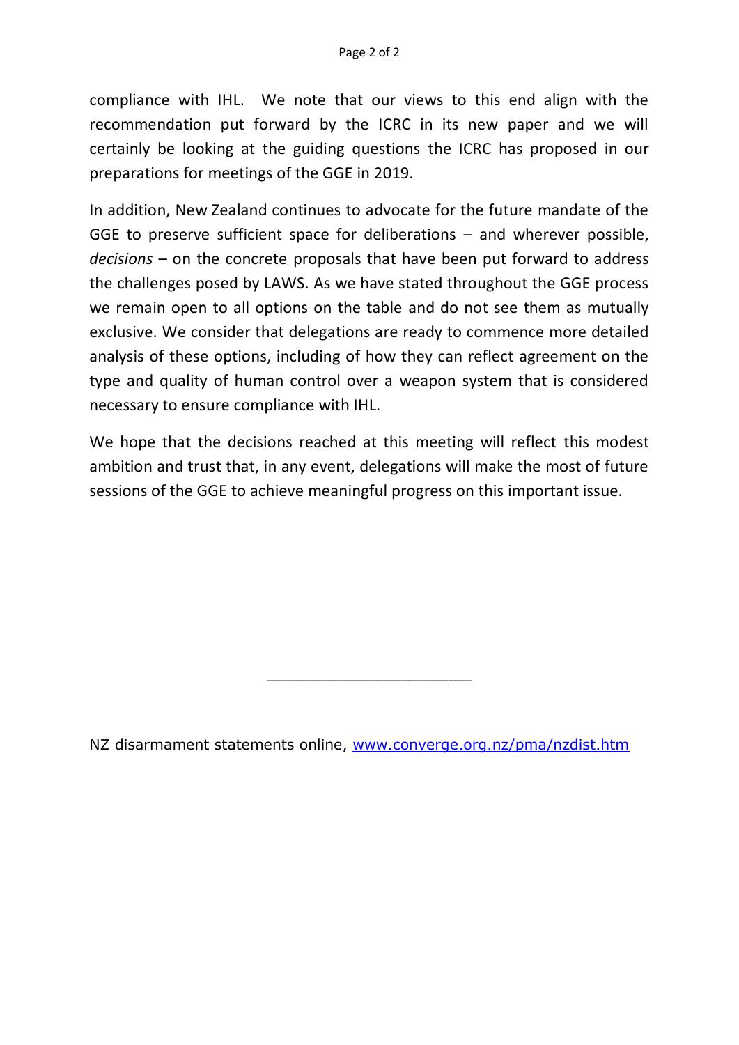compliance with IHL. We note that our views to this end align with the recommendation put forward by the ICRC in its new paper and we will certainly be looking at the guiding questions the ICRC has proposed in our preparations for meetings of the GGE in 2019.

In addition, New Zealand continues to advocate for the future mandate of the GGE to preserve sufficient space for deliberations – and wherever possible, *decisions* – on the concrete proposals that have been put forward to address the challenges posed by LAWS. As we have stated throughout the GGE process we remain open to all options on the table and do not see them as mutually exclusive. We consider that delegations are ready to commence more detailed analysis of these options, including of how they can reflect agreement on the type and quality of human control over a weapon system that is considered necessary to ensure compliance with IHL.

We hope that the decisions reached at this meeting will reflect this modest ambition and trust that, in any event, delegations will make the most of future sessions of the GGE to achieve meaningful progress on this important issue.

---

NZ disarmament statements online, [www.converge.org.nz/pma/nzdist.htm](http://www.converge.org.nz/pma/nzdist.htm)